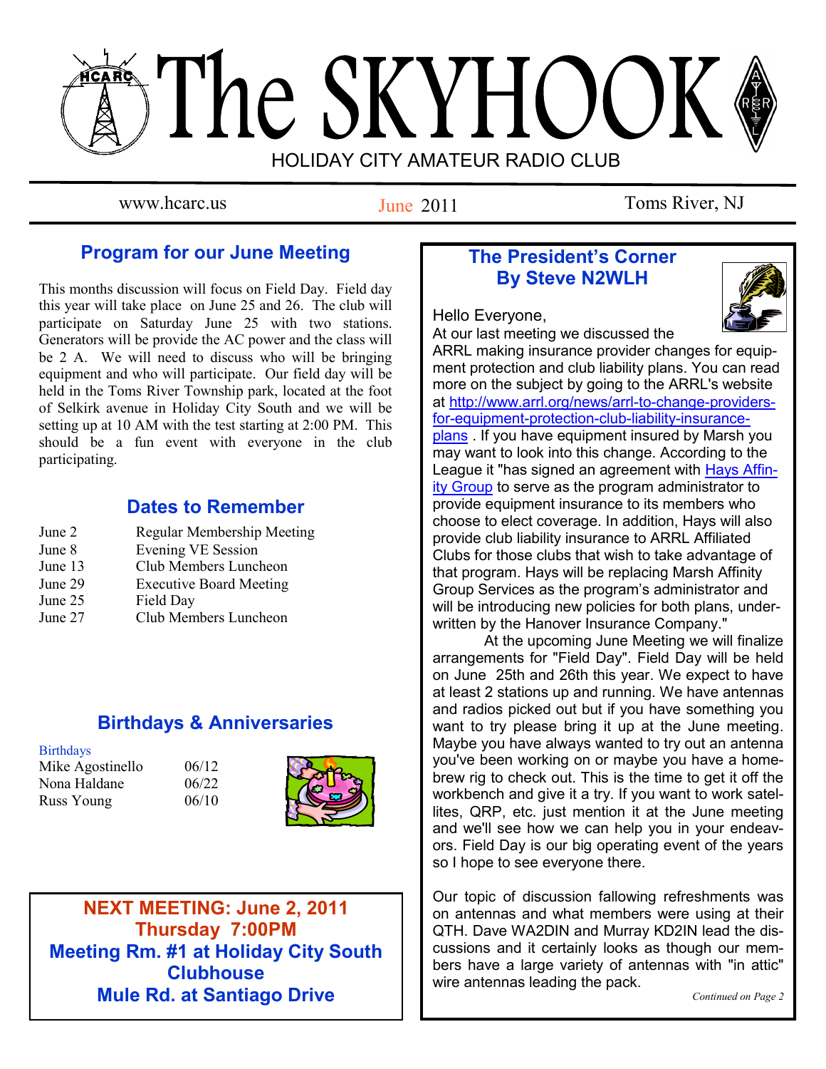# The SKYHOOK

HOLIDAY CITY AMATEUR RADIO CLUB

www.hcarc.us | June 2011 | Toms River, NJ

## Program for our June Meeting

This months discussion will focus on Field Day. Field day this year will take place on June 25 and 26. The club will participate on Saturday June 25 with two stations. Generators will be provide the AC power and the class will be 2 A. We will need to discuss who will be bringing equipment and who will participate. Our field day will be held in the Toms River Township park, located at the foot of Selkirk avenue in Holiday City South and we will be setting up at 10 AM with the test starting at 2:00 PM. This should be a fun event with everyone in the club participating.

## Dates to Remember

| | |
|---|---|
| June 2 | Regular Membership Meeting |
| June 8 | Evening VE Session |
| June 13 | Club Members Luncheon |
| June 29 | Executive Board Meeting |
| June 25 | Field Day |
| June 27 | Club Members Luncheon |

## Birthdays & Anniversaries

Birthdays

| | |
|---|---|
| Mike Agostinello | 06/12 |
| Nona Haldane | 06/22 |
| Russ Young | 06/10 |

**NEXT MEETING: June 2, 2011**
**Thursday 7:00PM**
**Meeting Rm. #1 at Holiday City South Clubhouse**
**Mule Rd. at Santiago Drive**

## The President's Corner
## By Steve N2WLH

Hello Everyone,

At our last meeting we discussed the ARRL making insurance provider changes for equipment protection and club liability plans. You can read more on the subject by going to the ARRL's website at http://www.arrl.org/news/arrl-to-change-providers-for-equipment-protection-club-liability-insurance-plans . If you have equipment insured by Marsh you may want to look into this change. According to the League it "has signed an agreement with Hays Affinity Group to serve as the program administrator to provide equipment insurance to its members who choose to elect coverage. In addition, Hays will also provide club liability insurance to ARRL Affiliated Clubs for those clubs that wish to take advantage of that program. Hays will be replacing Marsh Affinity Group Services as the program's administrator and will be introducing new policies for both plans, underwritten by the Hanover Insurance Company."

At the upcoming June Meeting we will finalize arrangements for "Field Day". Field Day will be held on June 25th and 26th this year. We expect to have at least 2 stations up and running. We have antennas and radios picked out but if you have something you want to try please bring it up at the June meeting. Maybe you have always wanted to try out an antenna you've been working on or maybe you have a home-brew rig to check out. This is the time to get it off the workbench and give it a try. If you want to work satellites, QRP, etc. just mention it at the June meeting and we'll see how we can help you in your endeavors. Field Day is our big operating event of the years so I hope to see everyone there.

Our topic of discussion fallowing refreshments was on antennas and what members were using at their QTH. Dave WA2DIN and Murray KD2IN lead the discussions and it certainly looks as though our members have a large variety of antennas with "in attic" wire antennas leading the pack.

*Continued on Page 2*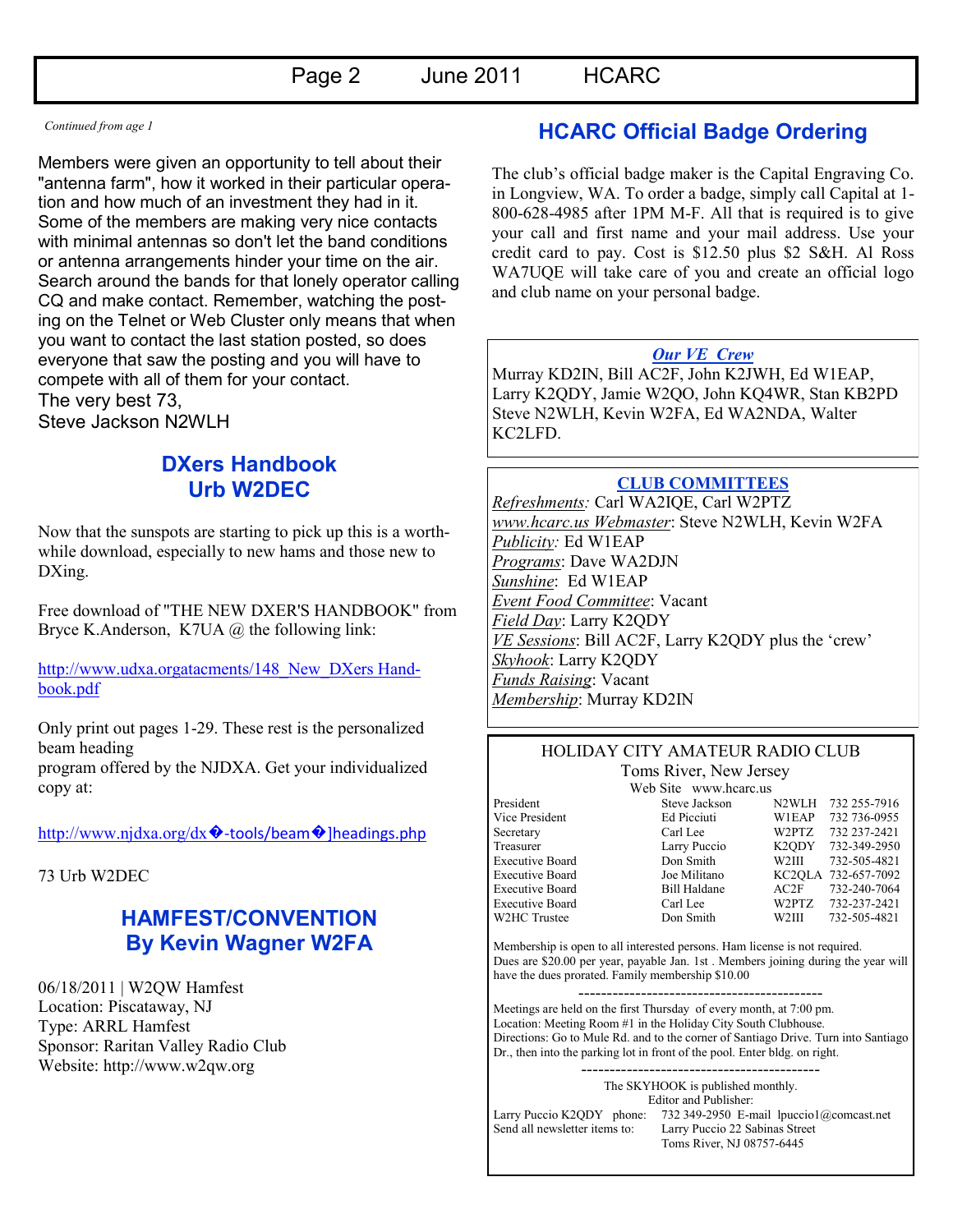*Continued from age 1*

Members were given an opportunity to tell about their "antenna farm", how it worked in their particular operation and how much of an investment they had in it. Some of the members are making very nice contacts with minimal antennas so don't let the band conditions or antenna arrangements hinder your time on the air. Search around the bands for that lonely operator calling CQ and make contact. Remember, watching the posting on the Telnet or Web Cluster only means that when you want to contact the last station posted, so does everyone that saw the posting and you will have to compete with all of them for your contact.
The very best 73,
Steve Jackson N2WLH

## DXers Handbook
## Urb W2DEC

Now that the sunspots are starting to pick up this is a worthwhile download, especially to new hams and those new to DXing.

Free download of "THE NEW DXER'S HANDBOOK" from Bryce K.Anderson, K7UA @ the following link:

http://www.udxa.orgatacments/148_New_DXers Handbook.pdf

Only print out pages 1-29. These rest is the personalized beam heading
program offered by the NJDXA. Get your individualized copy at:

http://www.njdxa.org/dx�-tools/beam�]headings.php

73 Urb W2DEC

## HAMFEST/CONVENTION
## By Kevin Wagner W2FA

06/18/2011 | W2QW Hamfest
Location: Piscataway, NJ
Type: ARRL Hamfest
Sponsor: Raritan Valley Radio Club
Website: http://www.w2qw.org

## HCARC Official Badge Ordering

The club's official badge maker is the Capital Engraving Co. in Longview, WA. To order a badge, simply call Capital at 1-800-628-4985 after 1PM M-F. All that is required is to give your call and first name and your mail address. Use your credit card to pay. Cost is $12.50 plus $2 S&H. Al Ross WA7UQE will take care of you and create an official logo and club name on your personal badge.

### *Our VE Crew*

Murray KD2IN, Bill AC2F, John K2JWH, Ed W1EAP, Larry K2QDY, Jamie W2QO, John KQ4WR, Stan KB2PD Steve N2WLH, Kevin W2FA, Ed WA2NDA, Walter KC2LFD.

### CLUB COMMITTEES

*Refreshments:* Carl WA2IQE, Carl W2PTZ
*www.hcarc.us Webmaster*: Steve N2WLH, Kevin W2FA
*Publicity:* Ed W1EAP
*Programs*: Dave WA2DJN
*Sunshine*: Ed W1EAP
*Event Food Committee*: Vacant
*Field Day*: Larry K2QDY
*VE Sessions*: Bill AC2F, Larry K2QDY plus the 'crew'
*Skyhook*: Larry K2QDY
*Funds Raising*: Vacant
*Membership*: Murray KD2IN

### HOLIDAY CITY AMATEUR RADIO CLUB
Toms River, New Jersey
Web Site www.hcarc.us

| Position | Name | Call | Phone |
|---|---|---|---|
| President | Steve Jackson | N2WLH | 732 255-7916 |
| Vice President | Ed Picciuti | W1EAP | 732 736-0955 |
| Secretary | Carl Lee | W2PTZ | 732 237-2421 |
| Treasurer | Larry Puccio | K2QDY | 732-349-2950 |
| Executive Board | Don Smith | W2III | 732-505-4821 |
| Executive Board | Joe Militano | KC2QLA | 732-657-7092 |
| Executive Board | Bill Haldane | AC2F | 732-240-7064 |
| Executive Board | Carl Lee | W2PTZ | 732-237-2421 |
| W2HC Trustee | Don Smith | W2III | 732-505-4821 |

Membership is open to all interested persons. Ham license is not required. Dues are $20.00 per year, payable Jan. 1st . Members joining during the year will have the dues prorated. Family membership $10.00

------------------------------------------

Meetings are held on the first Thursday of every month, at 7:00 pm.
Location: Meeting Room #1 in the Holiday City South Clubhouse.
Directions: Go to Mule Rd. and to the corner of Santiago Drive. Turn into Santiago Dr., then into the parking lot in front of the pool. Enter bldg. on right.

------------------------------------------

The SKYHOOK is published monthly.
Editor and Publisher:
Larry Puccio K2QDY phone: 732 349-2950 E-mail lpuccio1@comcast.net
Send all newsletter items to: Larry Puccio 22 Sabinas Street
Toms River, NJ 08757-6445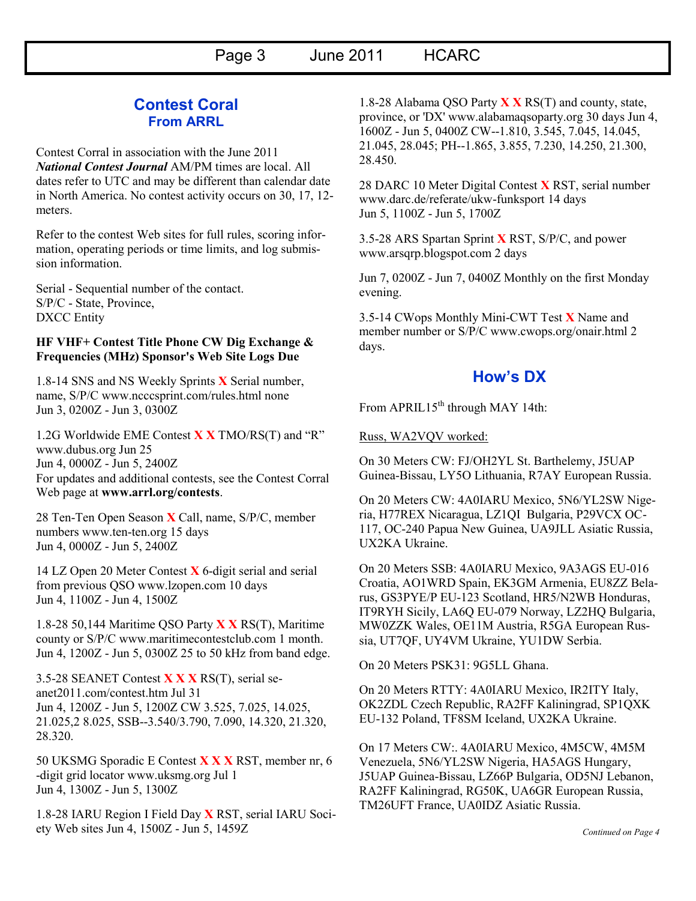## Contest Coral

### From ARRL

Contest Corral in association with the June 2011 ***National Contest Journal*** AM/PM times are local. All dates refer to UTC and may be different than calendar date in North America. No contest activity occurs on 30, 17, 12-meters.

Refer to the contest Web sites for full rules, scoring information, operating periods or time limits, and log submission information.

Serial - Sequential number of the contact.
S/P/C - State, Province,
DXCC Entity

**HF VHF+ Contest Title Phone CW Dig Exchange & Frequencies (MHz) Sponsor's Web Site Logs Due**

1.8-14 SNS and NS Weekly Sprints **X** Serial number, name, S/P/C www.ncccsprint.com/rules.html none
Jun 3, 0200Z - Jun 3, 0300Z

1.2G Worldwide EME Contest **X X** TMO/RS(T) and "R" www.dubus.org Jun 25
Jun 4, 0000Z - Jun 5, 2400Z
For updates and additional contests, see the Contest Corral Web page at **www.arrl.org/contests**.

28 Ten-Ten Open Season **X** Call, name, S/P/C, member numbers www.ten-ten.org 15 days
Jun 4, 0000Z - Jun 5, 2400Z

14 LZ Open 20 Meter Contest **X** 6-digit serial and serial from previous QSO www.lzopen.com 10 days
Jun 4, 1100Z - Jun 4, 1500Z

1.8-28 50,144 Maritime QSO Party **X X** RS(T), Maritime county or S/P/C www.maritimecontestclub.com 1 month.
Jun 4, 1200Z - Jun 5, 0300Z 25 to 50 kHz from band edge.

3.5-28 SEANET Contest **X X X** RS(T), serial seanet2011.com/contest.htm Jul 31
Jun 4, 1200Z - Jun 5, 1200Z CW 3.525, 7.025, 14.025, 21.025,2 8.025, SSB--3.540/3.790, 7.090, 14.320, 21.320, 28.320.

50 UKSMG Sporadic E Contest **X X X** RST, member nr, 6-digit grid locator www.uksmg.org Jul 1
Jun 4, 1300Z - Jun 5, 1300Z

1.8-28 IARU Region I Field Day **X** RST, serial IARU Society Web sites Jun 4, 1500Z - Jun 5, 1459Z

1.8-28 Alabama QSO Party **X X** RS(T) and county, state, province, or 'DX' www.alabamaqsoparty.org 30 days Jun 4, 1600Z - Jun 5, 0400Z CW--1.810, 3.545, 7.045, 14.045, 21.045, 28.045; PH--1.865, 3.855, 7.230, 14.250, 21.300, 28.450.

28 DARC 10 Meter Digital Contest **X** RST, serial number www.darc.de/referate/ukw-funksport 14 days
Jun 5, 1100Z - Jun 5, 1700Z

3.5-28 ARS Spartan Sprint **X** RST, S/P/C, and power www.arsqrp.blogspot.com 2 days

Jun 7, 0200Z - Jun 7, 0400Z Monthly on the first Monday evening.

3.5-14 CWops Monthly Mini-CWT Test **X** Name and member number or S/P/C www.cwops.org/onair.html 2 days.

## How's DX

From APRIL15th through MAY 14th:

Russ, WA2VQV worked:

On 30 Meters CW: FJ/OH2YL St. Barthelemy, J5UAP Guinea-Bissau, LY5O Lithuania, R7AY European Russia.

On 20 Meters CW: 4A0IARU Mexico, 5N6/YL2SW Nigeria, H77REX Nicaragua, LZ1QI Bulgaria, P29VCX OC-117, OC-240 Papua New Guinea, UA9JLL Asiatic Russia, UX2KA Ukraine.

On 20 Meters SSB: 4A0IARU Mexico, 9A3AGS EU-016 Croatia, AO1WRD Spain, EK3GM Armenia, EU8ZZ Belarus, GS3PYE/P EU-123 Scotland, HR5/N2WB Honduras, IT9RYH Sicily, LA6Q EU-079 Norway, LZ2HQ Bulgaria, MW0ZZK Wales, OE11M Austria, R5GA European Russia, UT7QF, UY4VM Ukraine, YU1DW Serbia.

On 20 Meters PSK31: 9G5LL Ghana.

On 20 Meters RTTY: 4A0IARU Mexico, IR2ITY Italy, OK2ZDL Czech Republic, RA2FF Kaliningrad, SP1QXK EU-132 Poland, TF8SM Iceland, UX2KA Ukraine.

On 17 Meters CW:. 4A0IARU Mexico, 4M5CW, 4M5M Venezuela, 5N6/YL2SW Nigeria, HA5AGS Hungary, J5UAP Guinea-Bissau, LZ66P Bulgaria, OD5NJ Lebanon, RA2FF Kaliningrad, RG50K, UA6GR European Russia, TM26UFT France, UA0IDZ Asiatic Russia.

*Continued on Page 4*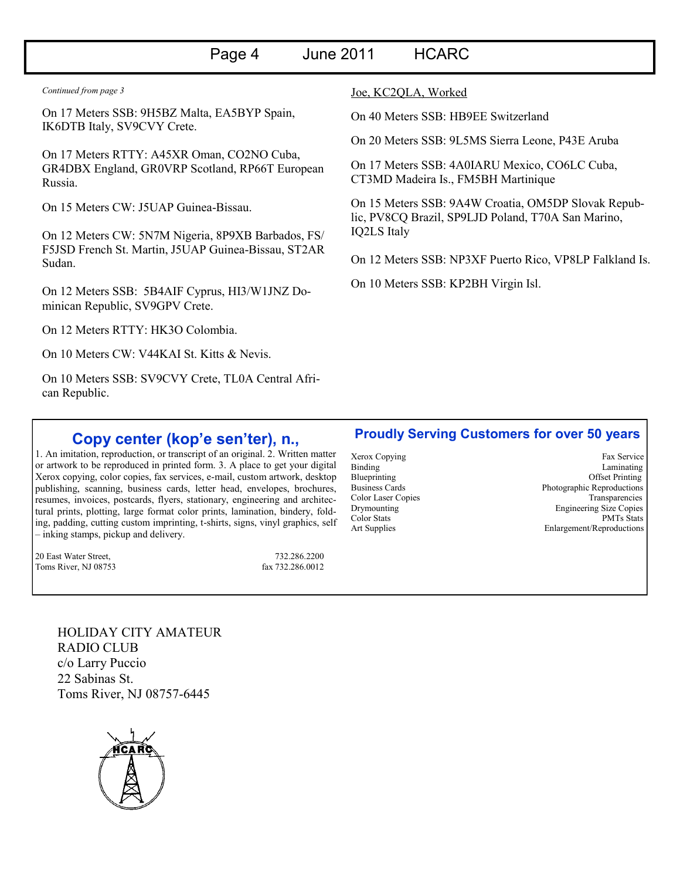*Continued from page 3*

On 17 Meters SSB: 9H5BZ Malta, EA5BYP Spain, IK6DTB Italy, SV9CVY Crete.

On 17 Meters RTTY: A45XR Oman, CO2NO Cuba, GR4DBX England, GR0VRP Scotland, RP66T European Russia.

On 15 Meters CW: J5UAP Guinea-Bissau.

On 12 Meters CW: 5N7M Nigeria, 8P9XB Barbados, FS/F5JSD French St. Martin, J5UAP Guinea-Bissau, ST2AR Sudan.

On 12 Meters SSB: 5B4AIF Cyprus, HI3/W1JNZ Dominican Republic, SV9GPV Crete.

On 12 Meters RTTY: HK3O Colombia.

On 10 Meters CW: V44KAI St. Kitts & Nevis.

On 10 Meters SSB: SV9CVY Crete, TL0A Central African Republic.

Joe, KC2QLA, Worked

On 40 Meters SSB: HB9EE Switzerland

On 20 Meters SSB: 9L5MS Sierra Leone, P43E Aruba

On 17 Meters SSB: 4A0IARU Mexico, CO6LC Cuba, CT3MD Madeira Is., FM5BH Martinique

On 15 Meters SSB: 9A4W Croatia, OM5DP Slovak Republic, PV8CQ Brazil, SP9LJD Poland, T70A San Marino, IQ2LS Italy

On 12 Meters SSB: NP3XF Puerto Rico, VP8LP Falkland Is.

On 10 Meters SSB: KP2BH Virgin Isl.

## Copy center (kop'e sen'ter), n.,

1. An imitation, reproduction, or transcript of an original. 2. Written matter or artwork to be reproduced in printed form. 3. A place to get your digital Xerox copying, color copies, fax services, e-mail, custom artwork, desktop publishing, scanning, business cards, letter head, envelopes, brochures, resumes, invoices, postcards, flyers, stationary, engineering and architectural prints, plotting, large format color prints, lamination, bindery, folding, padding, cutting custom imprinting, t-shirts, signs, vinyl graphics, self – inking stamps, pickup and delivery.

20 East Water Street, Toms River, NJ 08753 — 732.286.2200, fax 732.286.0012

## Proudly Serving Customers for over 50 years

| | |
|---|---|
| Xerox Copying | Fax Service |
| Binding | Laminating |
| Blueprinting | Offset Printing |
| Business Cards | Photographic Reproductions |
| Color Laser Copies | Transparencies |
| Drymounting | Engineering Size Copies |
| Color Stats | PMTs Stats |
| Art Supplies | Enlargement/Reproductions |

HOLIDAY CITY AMATEUR RADIO CLUB
c/o Larry Puccio
22 Sabinas St.
Toms River, NJ 08757-6445

HCARC